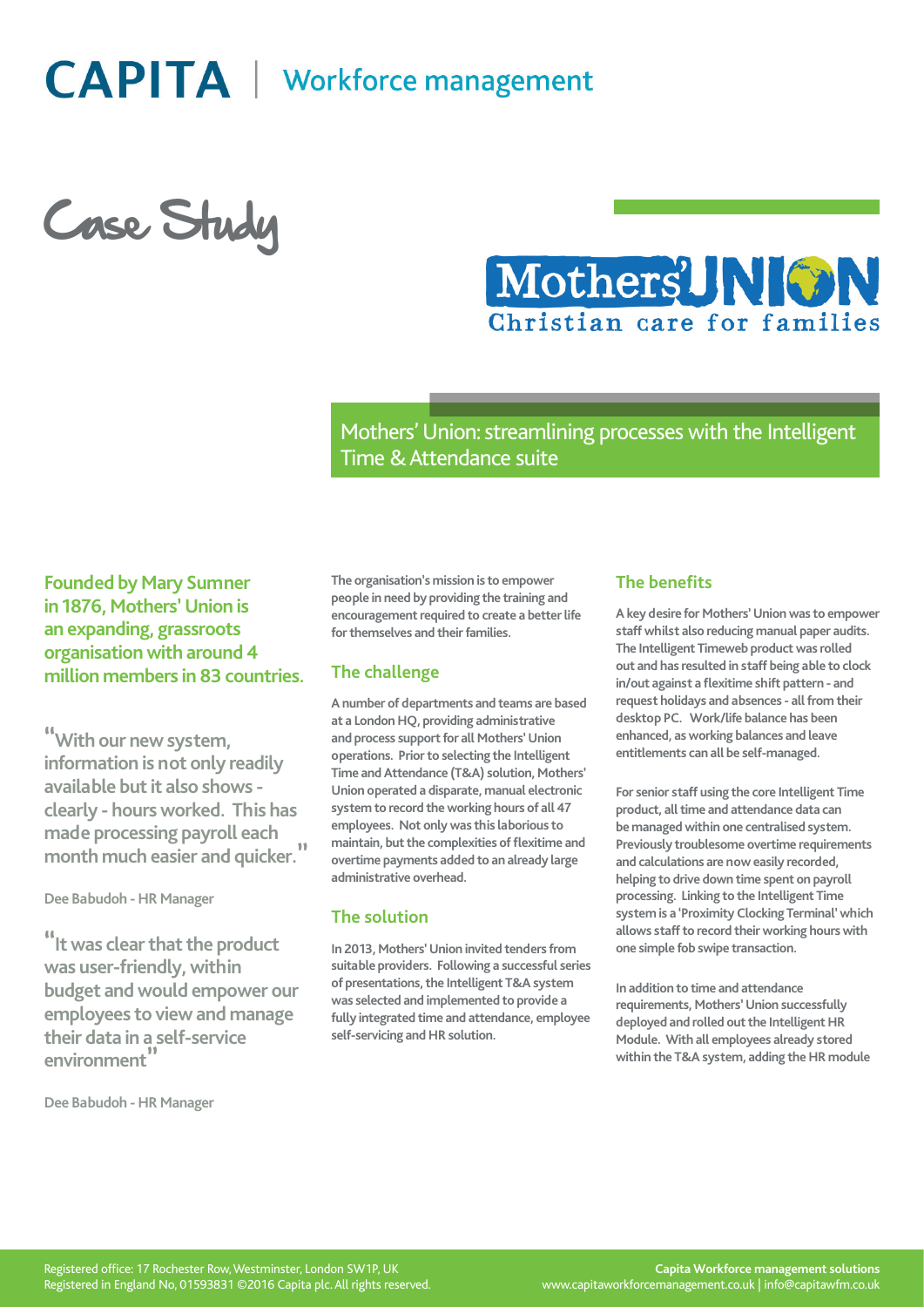# CAPITA | Workforce management

## Case Study

Mothers' UNION
Christian care for families

## Mothers' Union: streamlining processes with the Intelligent Time & Attendance suite

**Founded by Mary Sumner in 1876, Mothers' Union is an expanding, grassroots organisation with around 4 million members in 83 countries.**

"With our new system, information is not only readily available but it also shows - clearly - hours worked. This has made processing payroll each month much easier and quicker."

Dee Babudoh - HR Manager

"It was clear that the product was user-friendly, within budget and would empower our employees to view and manage their data in a self-service environment"

Dee Babudoh - HR Manager

The organisation's mission is to empower people in need by providing the training and encouragement required to create a better life for themselves and their families.

### The challenge

A number of departments and teams are based at a London HQ, providing administrative and process support for all Mothers' Union operations. Prior to selecting the Intelligent Time and Attendance (T&A) solution, Mothers' Union operated a disparate, manual electronic system to record the working hours of all 47 employees. Not only was this laborious to maintain, but the complexities of flexitime and overtime payments added to an already large administrative overhead.

### The solution

In 2013, Mothers' Union invited tenders from suitable providers. Following a successful series of presentations, the Intelligent T&A system was selected and implemented to provide a fully integrated time and attendance, employee self-servicing and HR solution.

### The benefits

A key desire for Mothers' Union was to empower staff whilst also reducing manual paper audits. The Intelligent Timeweb product was rolled out and has resulted in staff being able to clock in/out against a flexitime shift pattern - and request holidays and absences - all from their desktop PC. Work/life balance has been enhanced, as working balances and leave entitlements can all be self-managed.

For senior staff using the core Intelligent Time product, all time and attendance data can be managed within one centralised system. Previously troublesome overtime requirements and calculations are now easily recorded, helping to drive down time spent on payroll processing. Linking to the Intelligent Time system is a 'Proximity Clocking Terminal' which allows staff to record their working hours with one simple fob swipe transaction.

In addition to time and attendance requirements, Mothers' Union successfully deployed and rolled out the Intelligent HR Module. With all employees already stored within the T&A system, adding the HR module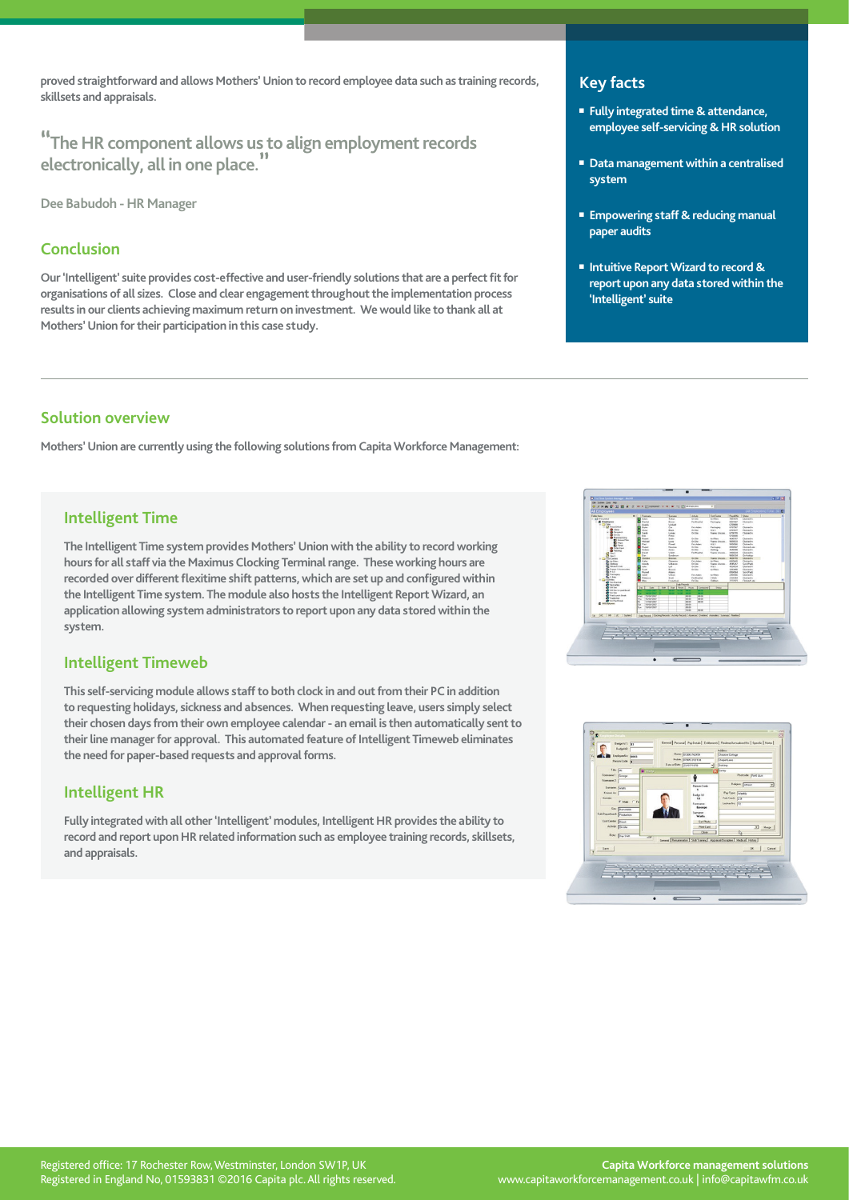proved straightforward and allows Mothers' Union to record employee data such as training records, skillsets and appraisals.

> "The HR component allows us to align employment records electronically, all in one place."

Dee Babudoh - HR Manager

## Conclusion

Our 'Intelligent' suite provides cost-effective and user-friendly solutions that are a perfect fit for organisations of all sizes. Close and clear engagement throughout the implementation process results in our clients achieving maximum return on investment. We would like to thank all at Mothers' Union for their participation in this case study.

## Key facts

- Fully integrated time & attendance, employee self-servicing & HR solution
- Data management within a centralised system
- Empowering staff & reducing manual paper audits
- Intuitive Report Wizard to record & report upon any data stored within the 'Intelligent' suite

## Solution overview

Mothers' Union are currently using the following solutions from Capita Workforce Management:

### Intelligent Time

The Intelligent Time system provides Mothers' Union with the ability to record working hours for all staff via the Maximus Clocking Terminal range. These working hours are recorded over different flexitime shift patterns, which are set up and configured within the Intelligent Time system. The module also hosts the Intelligent Report Wizard, an application allowing system administrators to report upon any data stored within the system.

### Intelligent Timeweb

This self-servicing module allows staff to both clock in and out from their PC in addition to requesting holidays, sickness and absences. When requesting leave, users simply select their chosen days from their own employee calendar - an email is then automatically sent to their line manager for approval. This automated feature of Intelligent Timeweb eliminates the need for paper-based requests and approval forms.

### Intelligent HR

Fully integrated with all other 'Intelligent' modules, Intelligent HR provides the ability to record and report upon HR related information such as employee training records, skillsets, and appraisals.

Registered office: 17 Rochester Row, Westminster, London SW1P, UK
Registered in England No, 01593831 ©2016 Capita plc. All rights reserved.

**Capita Workforce management solutions**
www.capitaworkforcemanagement.co.uk | info@capitawfm.co.uk